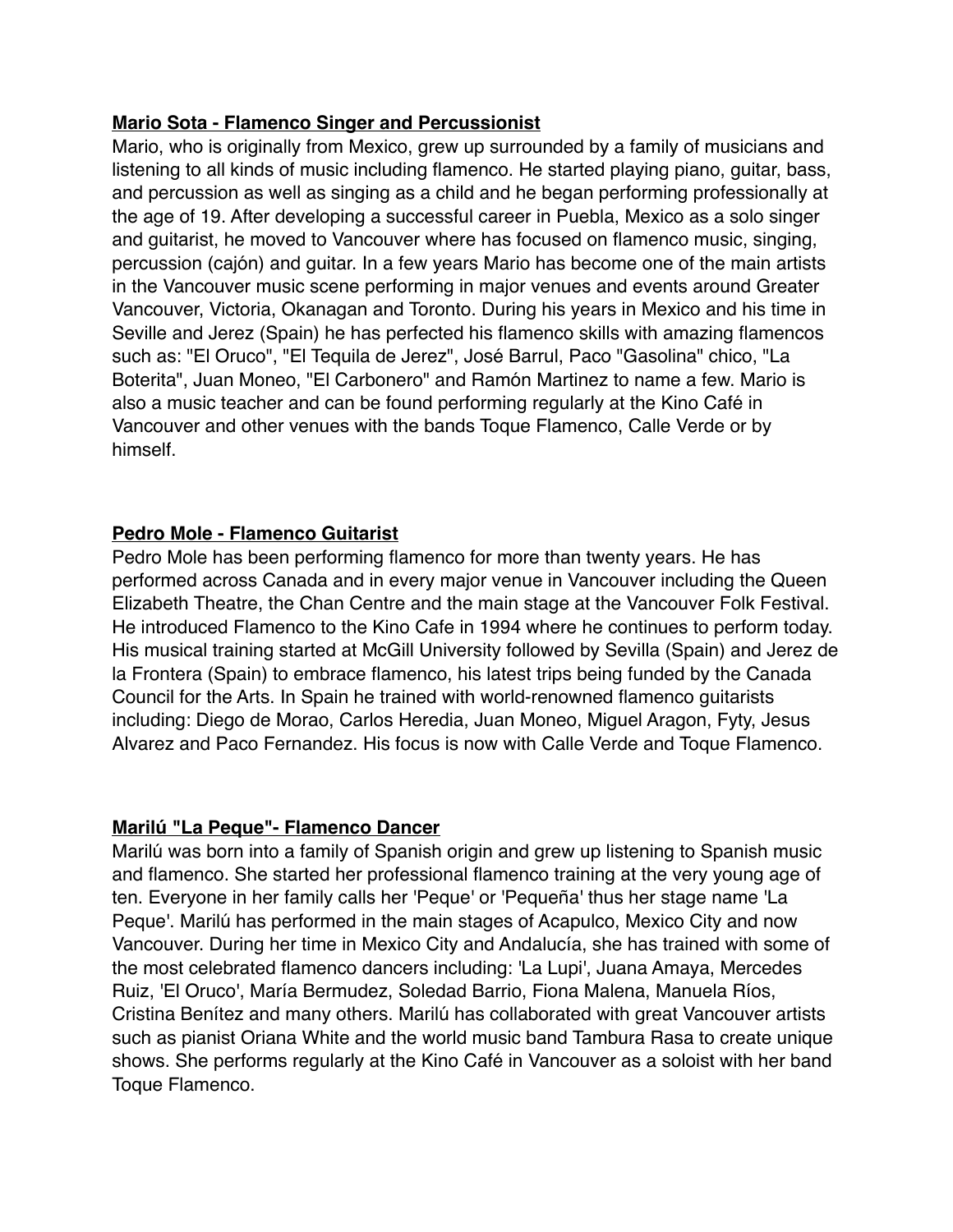**Mario Sota - Flamenco Singer and Percussionist**

Mario, who is originally from Mexico, grew up surrounded by a family of musicians and listening to all kinds of music including flamenco. He started playing piano, guitar, bass, and percussion as well as singing as a child and he began performing professionally at the age of 19. After developing a successful career in Puebla, Mexico as a solo singer and guitarist, he moved to Vancouver where has focused on flamenco music, singing, percussion (cajón) and guitar. In a few years Mario has become one of the main artists in the Vancouver music scene performing in major venues and events around Greater Vancouver, Victoria, Okanagan and Toronto. During his years in Mexico and his time in Seville and Jerez (Spain) he has perfected his flamenco skills with amazing flamencos such as: "El Oruco", "El Tequila de Jerez", José Barrul, Paco "Gasolina" chico, "La Boterita", Juan Moneo, "El Carbonero" and Ramón Martinez to name a few. Mario is also a music teacher and can be found performing regularly at the Kino Café in Vancouver and other venues with the bands Toque Flamenco, Calle Verde or by himself.

**Pedro Mole - Flamenco Guitarist**

Pedro Mole has been performing flamenco for more than twenty years. He has performed across Canada and in every major venue in Vancouver including the Queen Elizabeth Theatre, the Chan Centre and the main stage at the Vancouver Folk Festival. He introduced Flamenco to the Kino Cafe in 1994 where he continues to perform today. His musical training started at McGill University followed by Sevilla (Spain) and Jerez de la Frontera (Spain) to embrace flamenco, his latest trips being funded by the Canada Council for the Arts. In Spain he trained with world-renowned flamenco guitarists including: Diego de Morao, Carlos Heredia, Juan Moneo, Miguel Aragon, Fyty, Jesus Alvarez and Paco Fernandez. His focus is now with Calle Verde and Toque Flamenco.

**Marilú "La Peque"- Flamenco Dancer**

Marilú was born into a family of Spanish origin and grew up listening to Spanish music and flamenco. She started her professional flamenco training at the very young age of ten. Everyone in her family calls her 'Peque' or 'Pequeña' thus her stage name 'La Peque'. Marilú has performed in the main stages of Acapulco, Mexico City and now Vancouver. During her time in Mexico City and Andalucía, she has trained with some of the most celebrated flamenco dancers including: 'La Lupi', Juana Amaya, Mercedes Ruiz, 'El Oruco', María Bermudez, Soledad Barrio, Fiona Malena, Manuela Ríos, Cristina Benítez and many others. Marilú has collaborated with great Vancouver artists such as pianist Oriana White and the world music band Tambura Rasa to create unique shows. She performs regularly at the Kino Café in Vancouver as a soloist with her band Toque Flamenco.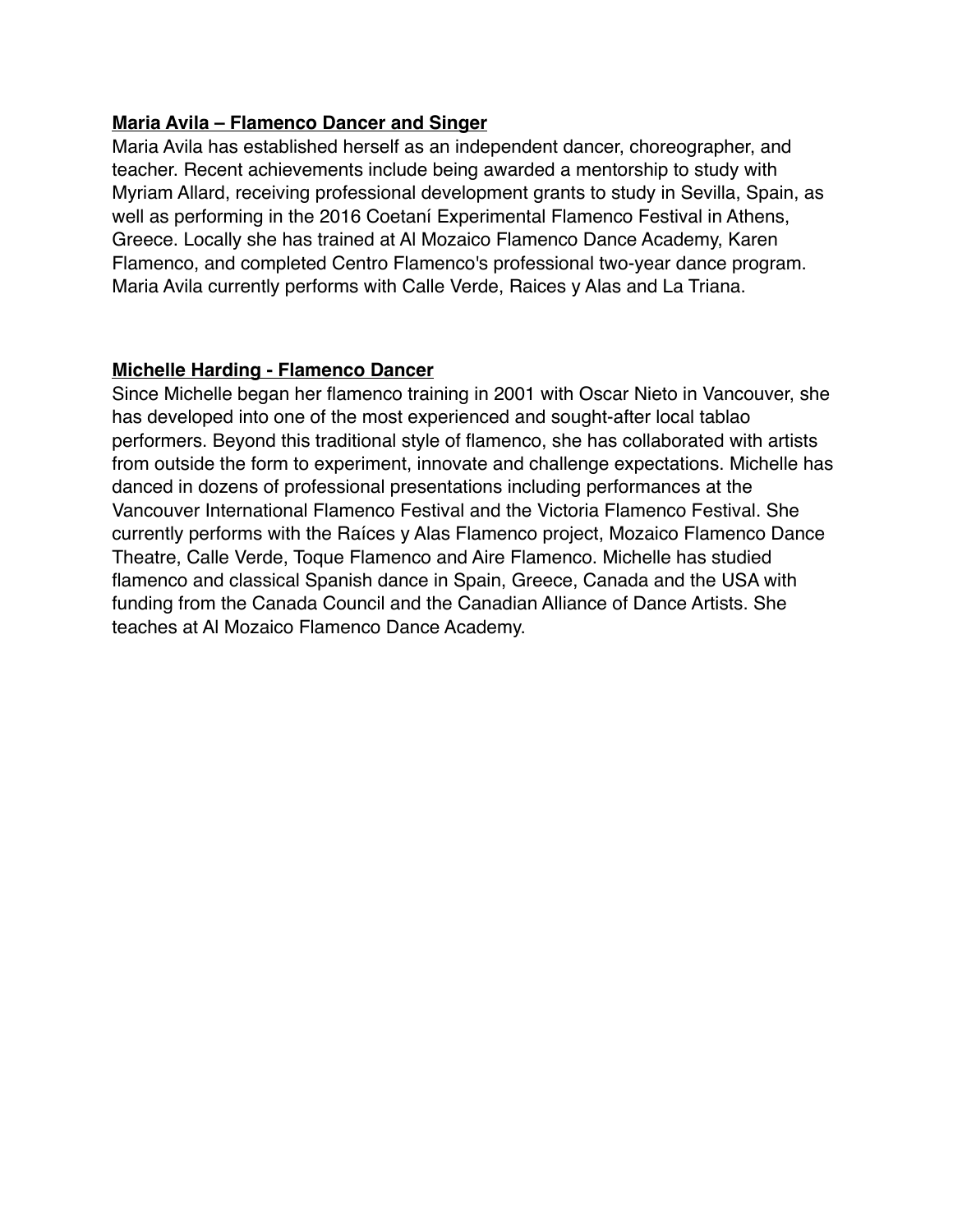**Maria Avila – Flamenco Dancer and Singer**

Maria Avila has established herself as an independent dancer, choreographer, and teacher. Recent achievements include being awarded a mentorship to study with Myriam Allard, receiving professional development grants to study in Sevilla, Spain, as well as performing in the 2016 Coetaní Experimental Flamenco Festival in Athens, Greece. Locally she has trained at Al Mozaico Flamenco Dance Academy, Karen Flamenco, and completed Centro Flamenco's professional two-year dance program. Maria Avila currently performs with Calle Verde, Raices y Alas and La Triana.

**Michelle Harding - Flamenco Dancer**

Since Michelle began her flamenco training in 2001 with Oscar Nieto in Vancouver, she has developed into one of the most experienced and sought-after local tablao performers. Beyond this traditional style of flamenco, she has collaborated with artists from outside the form to experiment, innovate and challenge expectations. Michelle has danced in dozens of professional presentations including performances at the Vancouver International Flamenco Festival and the Victoria Flamenco Festival. She currently performs with the Raíces y Alas Flamenco project, Mozaico Flamenco Dance Theatre, Calle Verde, Toque Flamenco and Aire Flamenco. Michelle has studied flamenco and classical Spanish dance in Spain, Greece, Canada and the USA with funding from the Canada Council and the Canadian Alliance of Dance Artists. She teaches at Al Mozaico Flamenco Dance Academy.